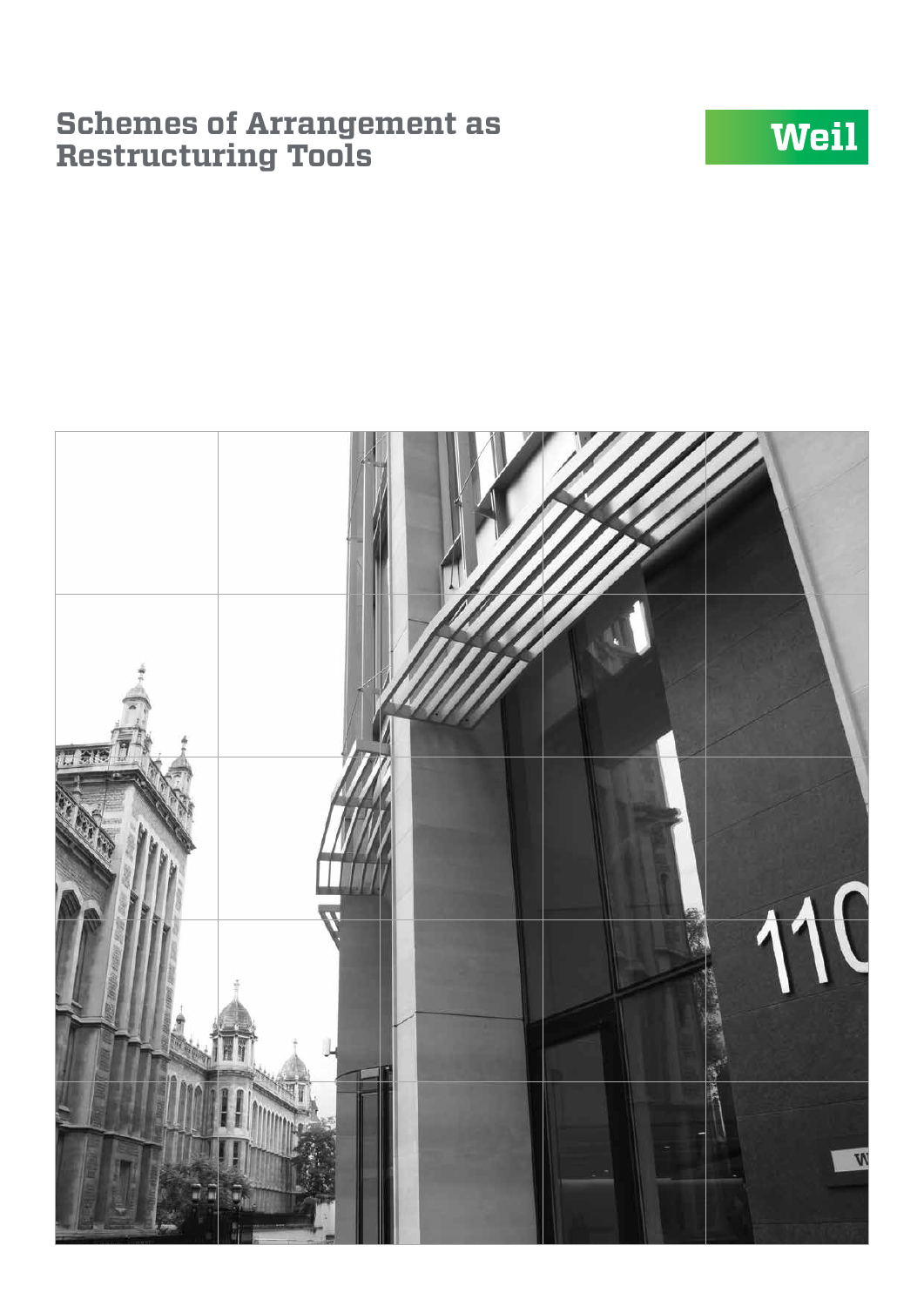# Schemes of Arrangement as Restructuring Tools

Weil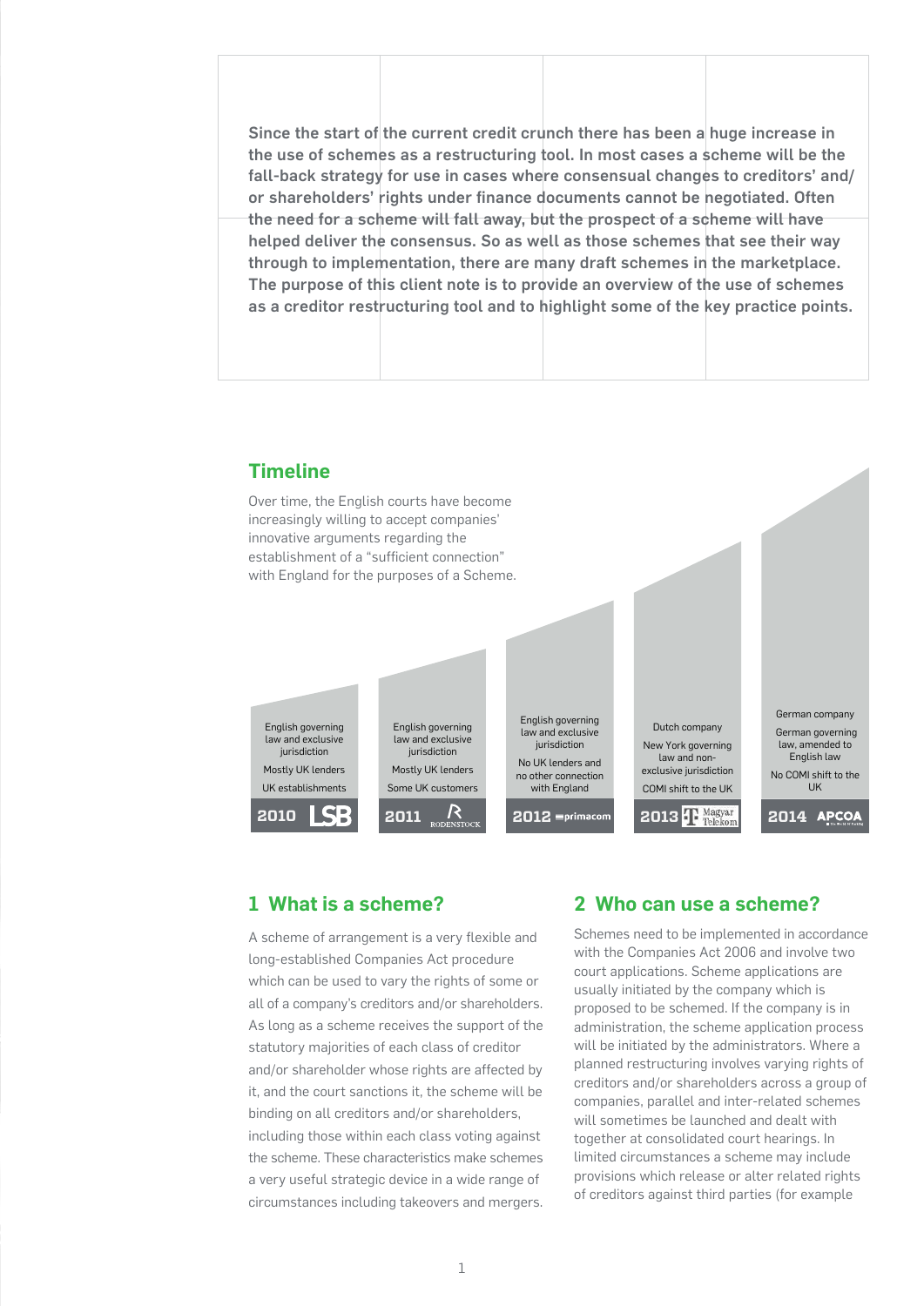**Since the start of the current credit crunch there has been a huge increase in the use of schemes as a restructuring tool. In most cases a scheme will be the fall-back strategy for use in cases where consensual changes to creditors' and/or shareholders' rights under finance documents cannot be negotiated. Often the need for a scheme will fall away, but the prospect of a scheme will have helped deliver the consensus. So as well as those schemes that see their way through to implementation, there are many draft schemes in the marketplace. The purpose of this client note is to provide an overview of the use of schemes as a creditor restructuring tool and to highlight some of the key practice points.**

## Timeline

Over time, the English courts have become increasingly willing to accept companies' innovative arguments regarding the establishment of a "sufficient connection" with England for the purposes of a Scheme.

| 2010 LSB | 2011 Rodenstock | 2012 primacom | 2013 Magyar Telekom | 2014 APCOA |
|---|---|---|---|---|
| English governing law and exclusive jurisdiction | English governing law and exclusive jurisdiction | English governing law and exclusive jurisdiction | Dutch company | German company |
| Mostly UK lenders | Mostly UK lenders | No UK lenders and no other connection with England | New York governing law and non-exclusive jurisdiction | German governing law, amended to English law |
| UK establishments | Some UK customers | | COMI shift to the UK | No COMI shift to the UK |

## 1 What is a scheme?

A scheme of arrangement is a very flexible and long-established Companies Act procedure which can be used to vary the rights of some or all of a company's creditors and/or shareholders. As long as a scheme receives the support of the statutory majorities of each class of creditor and/or shareholder whose rights are affected by it, and the court sanctions it, the scheme will be binding on all creditors and/or shareholders, including those within each class voting against the scheme. These characteristics make schemes a very useful strategic device in a wide range of circumstances including takeovers and mergers.

## 2 Who can use a scheme?

Schemes need to be implemented in accordance with the Companies Act 2006 and involve two court applications. Scheme applications are usually initiated by the company which is proposed to be schemed. If the company is in administration, the scheme application process will be initiated by the administrators. Where a planned restructuring involves varying rights of creditors and/or shareholders across a group of companies, parallel and inter-related schemes will sometimes be launched and dealt with together at consolidated court hearings. In limited circumstances a scheme may include provisions which release or alter related rights of creditors against third parties (for example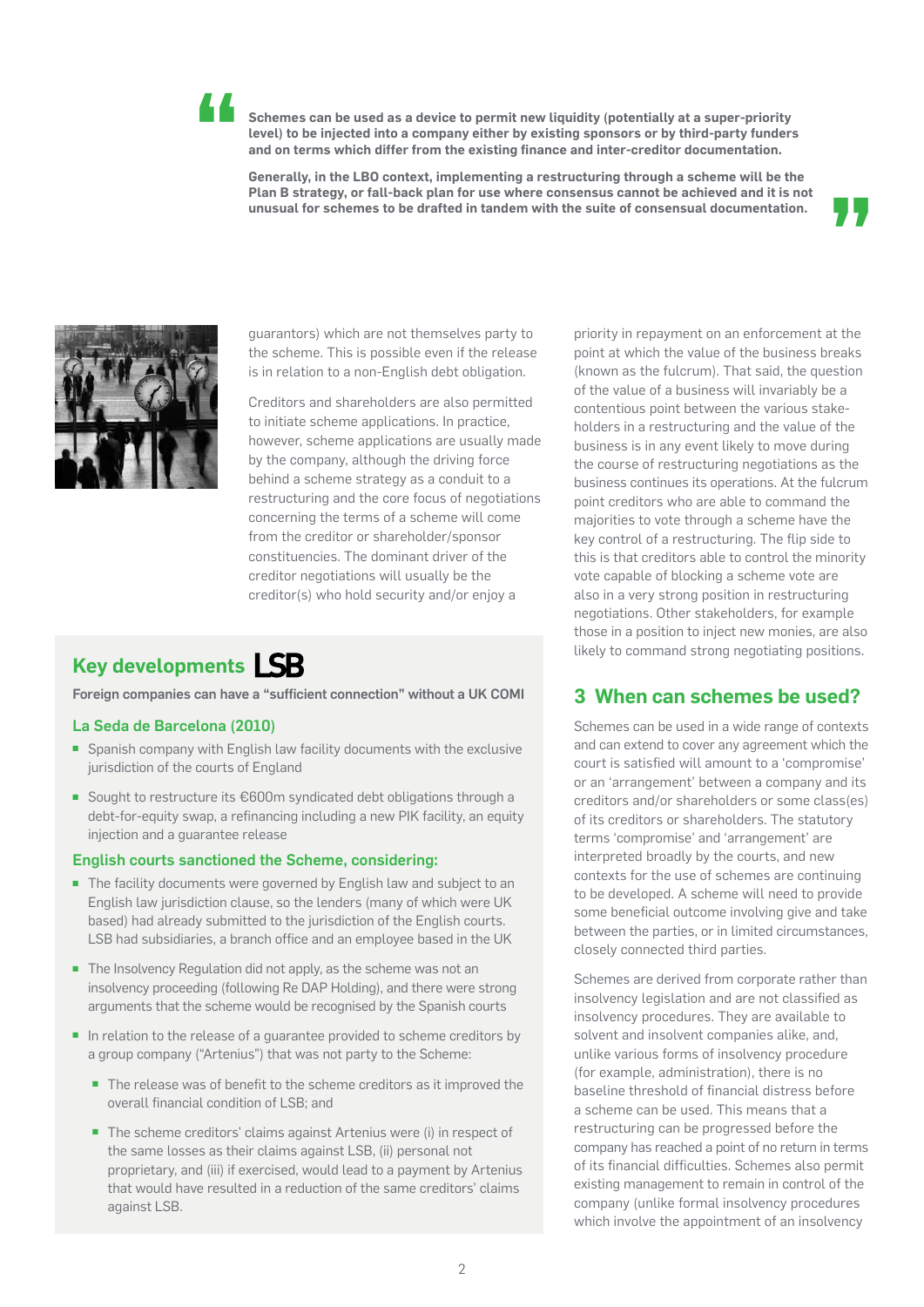> **Schemes can be used as a device to permit new liquidity (potentially at a super-priority level) to be injected into a company either by existing sponsors or by third-party funders and on terms which differ from the existing finance and inter-creditor documentation.**
>
> **Generally, in the LBO context, implementing a restructuring through a scheme will be the Plan B strategy, or fall-back plan for use where consensus cannot be achieved and it is not unusual for schemes to be drafted in tandem with the suite of consensual documentation.**

guarantors) which are not themselves party to the scheme. This is possible even if the release is in relation to a non-English debt obligation.

Creditors and shareholders are also permitted to initiate scheme applications. In practice, however, scheme applications are usually made by the company, although the driving force behind a scheme strategy as a conduit to a restructuring and the core focus of negotiations concerning the terms of a scheme will come from the creditor or shareholder/sponsor constituencies. The dominant driver of the creditor negotiations will usually be the creditor(s) who hold security and/or enjoy a priority in repayment on an enforcement at the point at which the value of the business breaks (known as the fulcrum). That said, the question of the value of a business will invariably be a contentious point between the various stakeholders in a restructuring and the value of the business is in any event likely to move during the course of restructuring negotiations as the business continues its operations. At the fulcrum point creditors who are able to command the majorities to vote through a scheme have the key control of a restructuring. The flip side to this is that creditors able to control the minority vote capable of blocking a scheme vote are also in a very strong position in restructuring negotiations. Other stakeholders, for example those in a position to inject new monies, are also likely to command strong negotiating positions.

## Key developments LSB

**Foreign companies can have a "sufficient connection" without a UK COMI**

### La Seda de Barcelona (2010)

- Spanish company with English law facility documents with the exclusive jurisdiction of the courts of England
- Sought to restructure its €600m syndicated debt obligations through a debt-for-equity swap, a refinancing including a new PIK facility, an equity injection and a guarantee release

### English courts sanctioned the Scheme, considering:

- The facility documents were governed by English law and subject to an English law jurisdiction clause, so the lenders (many of which were UK based) had already submitted to the jurisdiction of the English courts. LSB had subsidiaries, a branch office and an employee based in the UK
- The Insolvency Regulation did not apply, as the scheme was not an insolvency proceeding (following Re DAP Holding), and there were strong arguments that the scheme would be recognised by the Spanish courts
- In relation to the release of a guarantee provided to scheme creditors by a group company ("Artenius") that was not party to the Scheme:
  - The release was of benefit to the scheme creditors as it improved the overall financial condition of LSB; and
  - The scheme creditors' claims against Artenius were (i) in respect of the same losses as their claims against LSB, (ii) personal not proprietary, and (iii) if exercised, would lead to a payment by Artenius that would have resulted in a reduction of the same creditors' claims against LSB.

## 3 When can schemes be used?

Schemes can be used in a wide range of contexts and can extend to cover any agreement which the court is satisfied will amount to a 'compromise' or an 'arrangement' between a company and its creditors and/or shareholders or some class(es) of its creditors or shareholders. The statutory terms 'compromise' and 'arrangement' are interpreted broadly by the courts, and new contexts for the use of schemes are continuing to be developed. A scheme will need to provide some beneficial outcome involving give and take between the parties, or in limited circumstances, closely connected third parties.

Schemes are derived from corporate rather than insolvency legislation and are not classified as insolvency procedures. They are available to solvent and insolvent companies alike, and, unlike various forms of insolvency procedure (for example, administration), there is no baseline threshold of financial distress before a scheme can be used. This means that a restructuring can be progressed before the company has reached a point of no return in terms of its financial difficulties. Schemes also permit existing management to remain in control of the company (unlike formal insolvency procedures which involve the appointment of an insolvency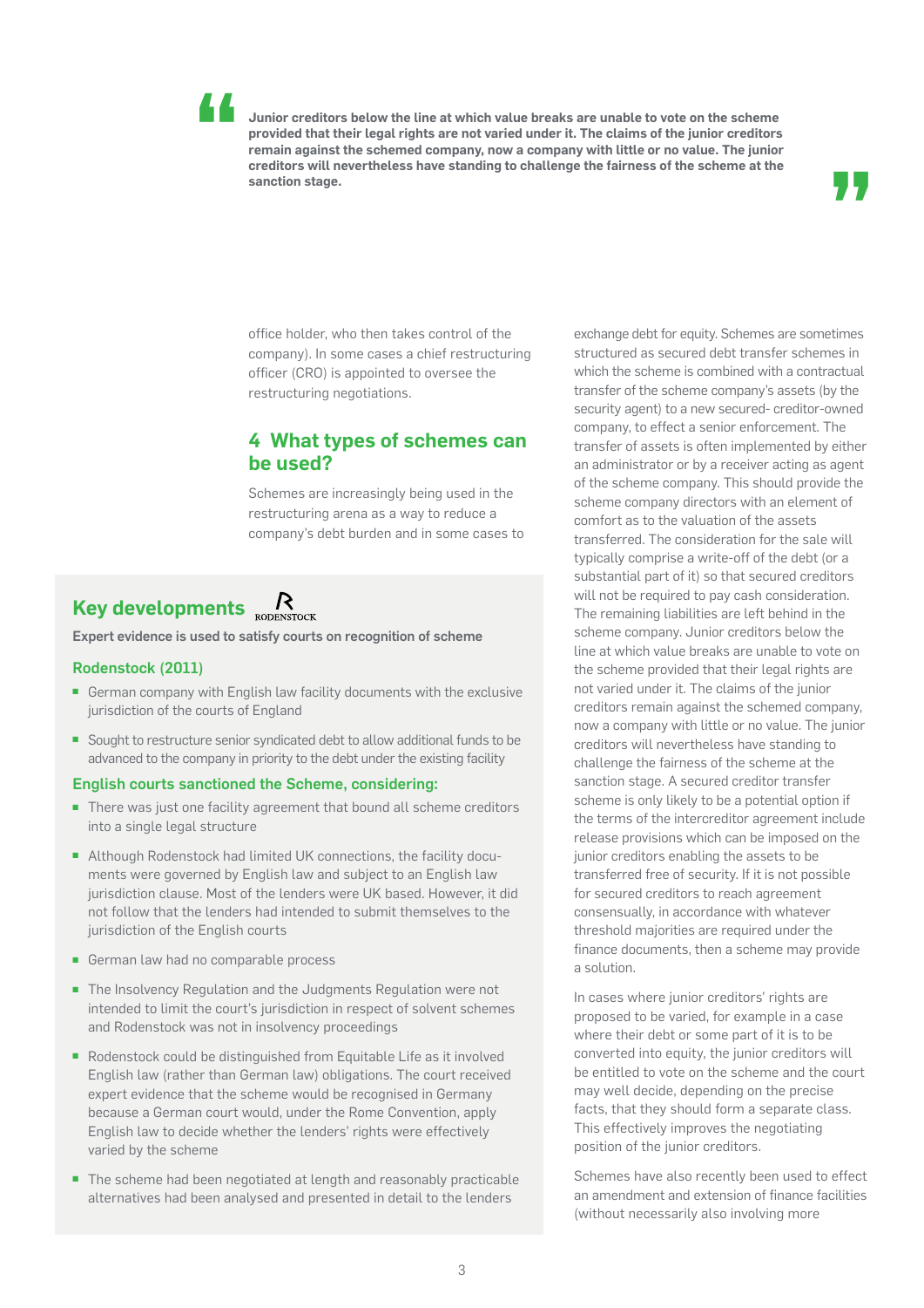> **Junior creditors below the line at which value breaks are unable to vote on the scheme provided that their legal rights are not varied under it. The claims of the junior creditors remain against the schemed company, now a company with little or no value. The junior creditors will nevertheless have standing to challenge the fairness of the scheme at the sanction stage.**

office holder, who then takes control of the company). In some cases a chief restructuring officer (CRO) is appointed to oversee the restructuring negotiations.

## 4 What types of schemes can be used?

Schemes are increasingly being used in the restructuring arena as a way to reduce a company's debt burden and in some cases to exchange debt for equity. Schemes are sometimes structured as secured debt transfer schemes in which the scheme is combined with a contractual transfer of the scheme company's assets (by the security agent) to a new secured- creditor-owned company, to effect a senior enforcement. The transfer of assets is often implemented by either an administrator or by a receiver acting as agent of the scheme company. This should provide the scheme company directors with an element of comfort as to the valuation of the assets transferred. The consideration for the sale will typically comprise a write-off of the debt (or a substantial part of it) so that secured creditors will not be required to pay cash consideration. The remaining liabilities are left behind in the scheme company. Junior creditors below the line at which value breaks are unable to vote on the scheme provided that their legal rights are not varied under it. The claims of the junior creditors remain against the schemed company, now a company with little or no value. The junior creditors will nevertheless have standing to challenge the fairness of the scheme at the sanction stage. A secured creditor transfer scheme is only likely to be a potential option if the terms of the intercreditor agreement include release provisions which can be imposed on the junior creditors enabling the assets to be transferred free of security. If it is not possible for secured creditors to reach agreement consensually, in accordance with whatever threshold majorities are required under the finance documents, then a scheme may provide a solution.

In cases where junior creditors' rights are proposed to be varied, for example in a case where their debt or some part of it is to be converted into equity, the junior creditors will be entitled to vote on the scheme and the court may well decide, depending on the precise facts, that they should form a separate class. This effectively improves the negotiating position of the junior creditors.

Schemes have also recently been used to effect an amendment and extension of finance facilities (without necessarily also involving more

---

### Key developments

RODENSTOCK

**Expert evidence is used to satisfy courts on recognition of scheme**

#### Rodenstock (2011)

- German company with English law facility documents with the exclusive jurisdiction of the courts of England
- Sought to restructure senior syndicated debt to allow additional funds to be advanced to the company in priority to the debt under the existing facility

#### English courts sanctioned the Scheme, considering:

- There was just one facility agreement that bound all scheme creditors into a single legal structure
- Although Rodenstock had limited UK connections, the facility documents were governed by English law and subject to an English law jurisdiction clause. Most of the lenders were UK based. However, it did not follow that the lenders had intended to submit themselves to the jurisdiction of the English courts
- German law had no comparable process
- The Insolvency Regulation and the Judgments Regulation were not intended to limit the court's jurisdiction in respect of solvent schemes and Rodenstock was not in insolvency proceedings
- Rodenstock could be distinguished from Equitable Life as it involved English law (rather than German law) obligations. The court received expert evidence that the scheme would be recognised in Germany because a German court would, under the Rome Convention, apply English law to decide whether the lenders' rights were effectively varied by the scheme
- The scheme had been negotiated at length and reasonably practicable alternatives had been analysed and presented in detail to the lenders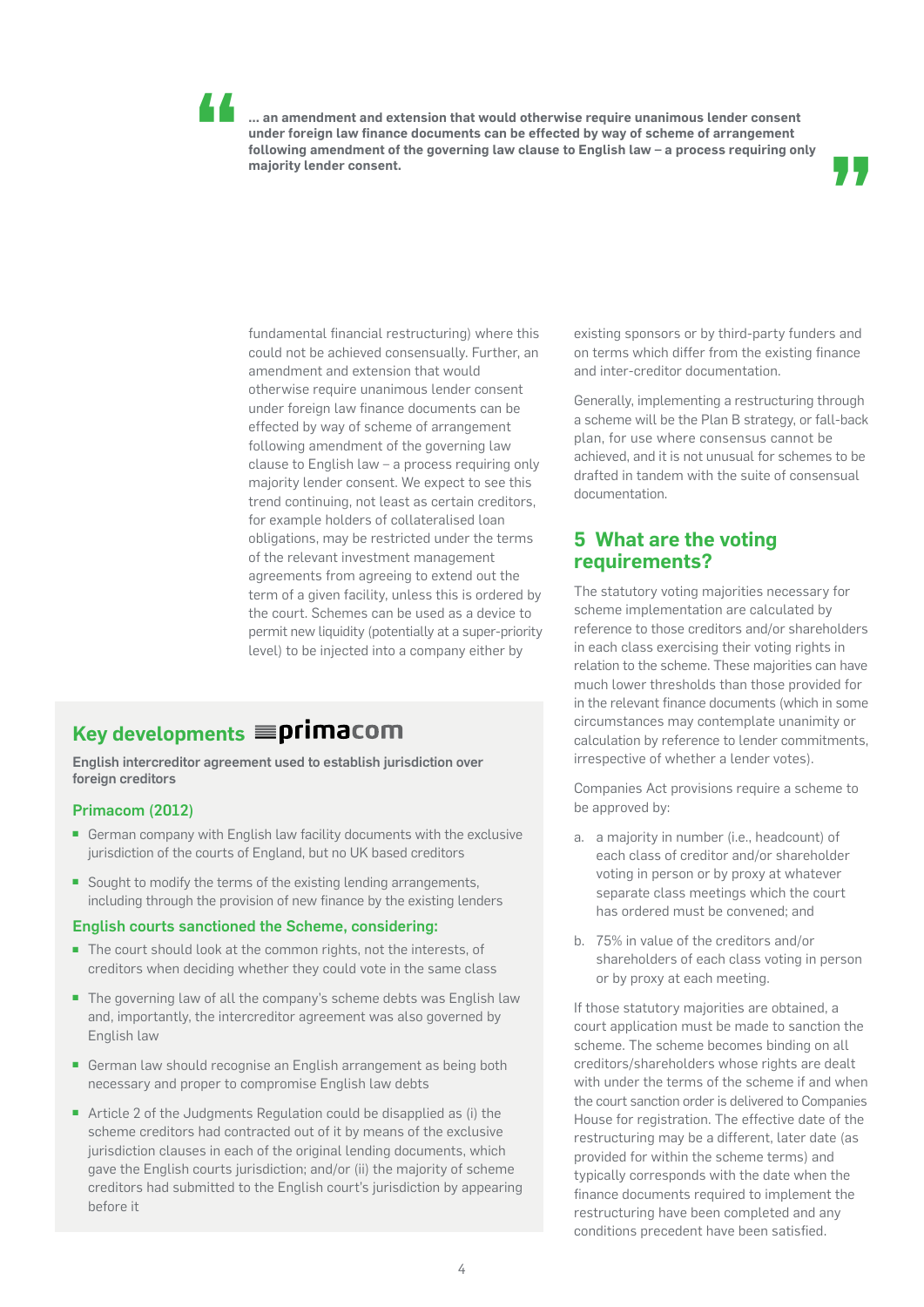> … an amendment and extension that would otherwise require unanimous lender consent under foreign law finance documents can be effected by way of scheme of arrangement following amendment of the governing law clause to English law – a process requiring only majority lender consent.

fundamental financial restructuring) where this could not be achieved consensually. Further, an amendment and extension that would otherwise require unanimous lender consent under foreign law finance documents can be effected by way of scheme of arrangement following amendment of the governing law clause to English law – a process requiring only majority lender consent. We expect to see this trend continuing, not least as certain creditors, for example holders of collateralised loan obligations, may be restricted under the terms of the relevant investment management agreements from agreeing to extend out the term of a given facility, unless this is ordered by the court. Schemes can be used as a device to permit new liquidity (potentially at a super-priority level) to be injected into a company either by existing sponsors or by third-party funders and on terms which differ from the existing finance and inter-creditor documentation.

Generally, implementing a restructuring through a scheme will be the Plan B strategy, or fall-back plan, for use where consensus cannot be achieved, and it is not unusual for schemes to be drafted in tandem with the suite of consensual documentation.

## Key developments primacom

**English intercreditor agreement used to establish jurisdiction over foreign creditors**

### Primacom (2012)

- German company with English law facility documents with the exclusive jurisdiction of the courts of England, but no UK based creditors
- Sought to modify the terms of the existing lending arrangements, including through the provision of new finance by the existing lenders

### English courts sanctioned the Scheme, considering:

- The court should look at the common rights, not the interests, of creditors when deciding whether they could vote in the same class
- The governing law of all the company's scheme debts was English law and, importantly, the intercreditor agreement was also governed by English law
- German law should recognise an English arrangement as being both necessary and proper to compromise English law debts
- Article 2 of the Judgments Regulation could be disapplied as (i) the scheme creditors had contracted out of it by means of the exclusive jurisdiction clauses in each of the original lending documents, which gave the English courts jurisdiction; and/or (ii) the majority of scheme creditors had submitted to the English court's jurisdiction by appearing before it

## 5 What are the voting requirements?

The statutory voting majorities necessary for scheme implementation are calculated by reference to those creditors and/or shareholders in each class exercising their voting rights in relation to the scheme. These majorities can have much lower thresholds than those provided for in the relevant finance documents (which in some circumstances may contemplate unanimity or calculation by reference to lender commitments, irrespective of whether a lender votes).

Companies Act provisions require a scheme to be approved by:

a. a majority in number (i.e., headcount) of each class of creditor and/or shareholder voting in person or by proxy at whatever separate class meetings which the court has ordered must be convened; and

b. 75% in value of the creditors and/or shareholders of each class voting in person or by proxy at each meeting.

If those statutory majorities are obtained, a court application must be made to sanction the scheme. The scheme becomes binding on all creditors/shareholders whose rights are dealt with under the terms of the scheme if and when the court sanction order is delivered to Companies House for registration. The effective date of the restructuring may be a different, later date (as provided for within the scheme terms) and typically corresponds with the date when the finance documents required to implement the restructuring have been completed and any conditions precedent have been satisfied.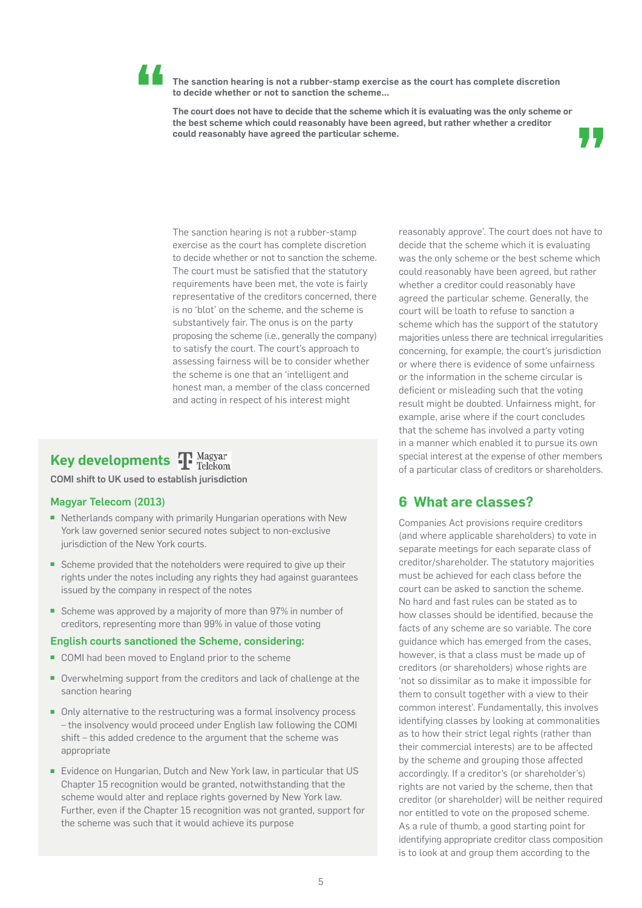> **The sanction hearing is not a rubber-stamp exercise as the court has complete discretion to decide whether or not to sanction the scheme...**
>
> **The court does not have to decide that the scheme which it is evaluating was the only scheme or the best scheme which could reasonably have been agreed, but rather whether a creditor could reasonably have agreed the particular scheme.**

The sanction hearing is not a rubber-stamp exercise as the court has complete discretion to decide whether or not to sanction the scheme. The court must be satisfied that the statutory requirements have been met, the vote is fairly representative of the creditors concerned, there is no 'blot' on the scheme, and the scheme is substantively fair. The onus is on the party proposing the scheme (i.e., generally the company) to satisfy the court. The court's approach to assessing fairness will be to consider whether the scheme is one that an 'intelligent and honest man, a member of the class concerned and acting in respect of his interest might reasonably approve'. The court does not have to decide that the scheme which it is evaluating was the only scheme or the best scheme which could reasonably have been agreed, but rather whether a creditor could reasonably have agreed the particular scheme. Generally, the court will be loath to refuse to sanction a scheme which has the support of the statutory majorities unless there are technical irregularities concerning, for example, the court's jurisdiction or where there is evidence of some unfairness or the information in the scheme circular is deficient or misleading such that the voting result might be doubted. Unfairness might, for example, arise where if the court concludes that the scheme has involved a party voting in a manner which enabled it to pursue its own special interest at the expense of other members of a particular class of creditors or shareholders.

## Key developments

**COMI shift to UK used to establish jurisdiction**

### Magyar Telecom (2013)

- Netherlands company with primarily Hungarian operations with New York law governed senior secured notes subject to non-exclusive jurisdiction of the New York courts.
- Scheme provided that the noteholders were required to give up their rights under the notes including any rights they had against guarantees issued by the company in respect of the notes
- Scheme was approved by a majority of more than 97% in number of creditors, representing more than 99% in value of those voting

### English courts sanctioned the Scheme, considering:

- COMI had been moved to England prior to the scheme
- Overwhelming support from the creditors and lack of challenge at the sanction hearing
- Only alternative to the restructuring was a formal insolvency process – the insolvency would proceed under English law following the COMI shift – this added credence to the argument that the scheme was appropriate
- Evidence on Hungarian, Dutch and New York law, in particular that US Chapter 15 recognition would be granted, notwithstanding that the scheme would alter and replace rights governed by New York law. Further, even if the Chapter 15 recognition was not granted, support for the scheme was such that it would achieve its purpose

## 6 What are classes?

Companies Act provisions require creditors (and where applicable shareholders) to vote in separate meetings for each separate class of creditor/shareholder. The statutory majorities must be achieved for each class before the court can be asked to sanction the scheme. No hard and fast rules can be stated as to how classes should be identified, because the facts of any scheme are so variable. The core guidance which has emerged from the cases, however, is that a class must be made up of creditors (or shareholders) whose rights are 'not so dissimilar as to make it impossible for them to consult together with a view to their common interest'. Fundamentally, this involves identifying classes by looking at commonalities as to how their strict legal rights (rather than their commercial interests) are to be affected by the scheme and grouping those affected accordingly. If a creditor's (or shareholder's) rights are not varied by the scheme, then that creditor (or shareholder) will be neither required nor entitled to vote on the proposed scheme. As a rule of thumb, a good starting point for identifying appropriate creditor class composition is to look at and group them according to the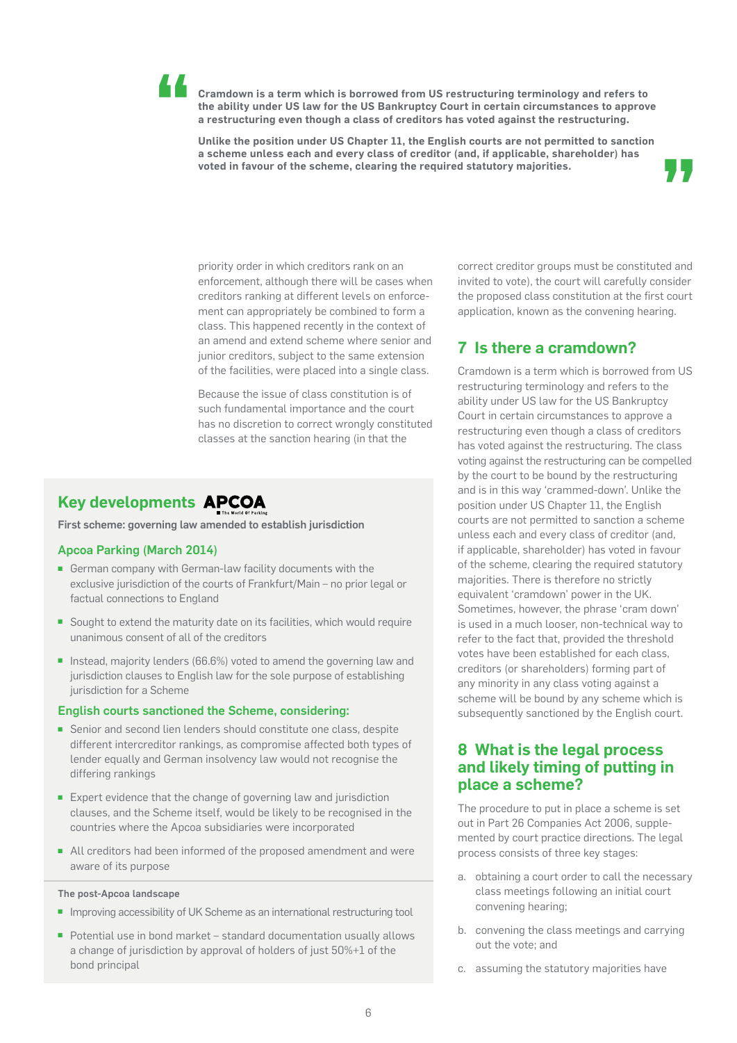> **Cramdown is a term which is borrowed from US restructuring terminology and refers to the ability under US law for the US Bankruptcy Court in certain circumstances to approve a restructuring even though a class of creditors has voted against the restructuring.**
>
> **Unlike the position under US Chapter 11, the English courts are not permitted to sanction a scheme unless each and every class of creditor (and, if applicable, shareholder) has voted in favour of the scheme, clearing the required statutory majorities.**

priority order in which creditors rank on an enforcement, although there will be cases when creditors ranking at different levels on enforcement can appropriately be combined to form a class. This happened recently in the context of an amend and extend scheme where senior and junior creditors, subject to the same extension of the facilities, were placed into a single class.

Because the issue of class constitution is of such fundamental importance and the court has no discretion to correct wrongly constituted classes at the sanction hearing (in that the correct creditor groups must be constituted and invited to vote), the court will carefully consider the proposed class constitution at the first court application, known as the convening hearing.

## Key developments

**First scheme: governing law amended to establish jurisdiction**

### Apcoa Parking (March 2014)

- German company with German-law facility documents with the exclusive jurisdiction of the courts of Frankfurt/Main – no prior legal or factual connections to England
- Sought to extend the maturity date on its facilities, which would require unanimous consent of all of the creditors
- Instead, majority lenders (66.6%) voted to amend the governing law and jurisdiction clauses to English law for the sole purpose of establishing jurisdiction for a Scheme

### English courts sanctioned the Scheme, considering:

- Senior and second lien lenders should constitute one class, despite different intercreditor rankings, as compromise affected both types of lender equally and German insolvency law would not recognise the differing rankings
- Expert evidence that the change of governing law and jurisdiction clauses, and the Scheme itself, would be likely to be recognised in the countries where the Apcoa subsidiaries were incorporated
- All creditors had been informed of the proposed amendment and were aware of its purpose

**The post-Apcoa landscape**

- Improving accessibility of UK Scheme as an international restructuring tool
- Potential use in bond market – standard documentation usually allows a change of jurisdiction by approval of holders of just 50%+1 of the bond principal

## 7 Is there a cramdown?

Cramdown is a term which is borrowed from US restructuring terminology and refers to the ability under US law for the US Bankruptcy Court in certain circumstances to approve a restructuring even though a class of creditors has voted against the restructuring. The class voting against the restructuring can be compelled by the court to be bound by the restructuring and is in this way 'crammed-down'. Unlike the position under US Chapter 11, the English courts are not permitted to sanction a scheme unless each and every class of creditor (and, if applicable, shareholder) has voted in favour of the scheme, clearing the required statutory majorities. There is therefore no strictly equivalent 'cramdown' power in the UK. Sometimes, however, the phrase 'cram down' is used in a much looser, non-technical way to refer to the fact that, provided the threshold votes have been established for each class, creditors (or shareholders) forming part of any minority in any class voting against a scheme will be bound by any scheme which is subsequently sanctioned by the English court.

## 8 What is the legal process and likely timing of putting in place a scheme?

The procedure to put in place a scheme is set out in Part 26 Companies Act 2006, supplemented by court practice directions. The legal process consists of three key stages:

a. obtaining a court order to call the necessary class meetings following an initial court convening hearing;

b. convening the class meetings and carrying out the vote; and

c. assuming the statutory majorities have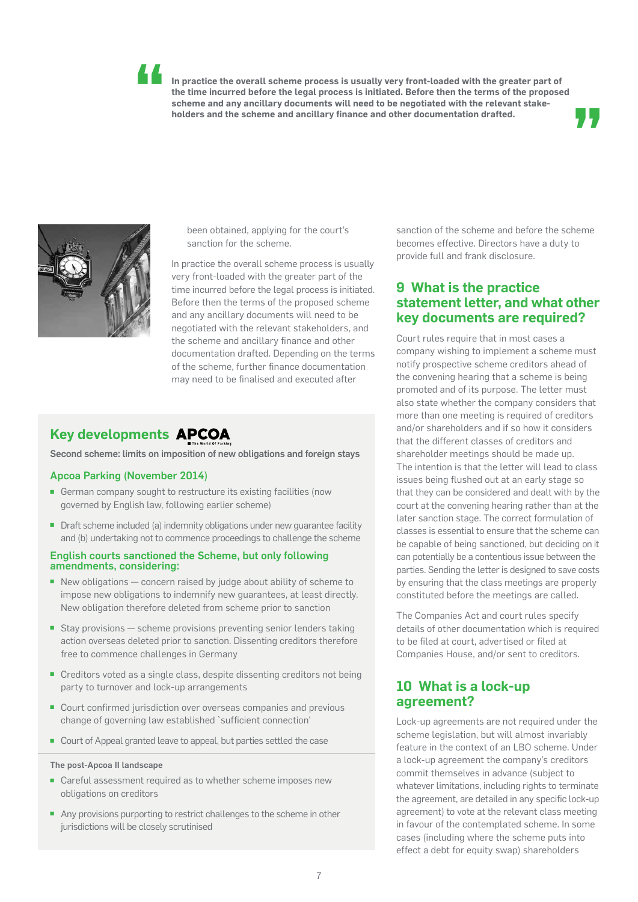> **In practice the overall scheme process is usually very front-loaded with the greater part of the time incurred before the legal process is initiated. Before then the terms of the proposed scheme and any ancillary documents will need to be negotiated with the relevant stakeholders and the scheme and ancillary finance and other documentation drafted.**

been obtained, applying for the court's sanction for the scheme.

In practice the overall scheme process is usually very front-loaded with the greater part of the time incurred before the legal process is initiated. Before then the terms of the proposed scheme and any ancillary documents will need to be negotiated with the relevant stakeholders, and the scheme and ancillary finance and other documentation drafted. Depending on the terms of the scheme, further finance documentation may need to be finalised and executed after sanction of the scheme and before the scheme becomes effective. Directors have a duty to provide full and frank disclosure.

## Key developments APCOA

**Second scheme: limits on imposition of new obligations and foreign stays**

### Apcoa Parking (November 2014)

- German company sought to restructure its existing facilities (now governed by English law, following earlier scheme)
- Draft scheme included (a) indemnity obligations under new guarantee facility and (b) undertaking not to commence proceedings to challenge the scheme

### English courts sanctioned the Scheme, but only following amendments, considering:

- New obligations — concern raised by judge about ability of scheme to impose new obligations to indemnify new guarantees, at least directly. New obligation therefore deleted from scheme prior to sanction
- Stay provisions — scheme provisions preventing senior lenders taking action overseas deleted prior to sanction. Dissenting creditors therefore free to commence challenges in Germany
- Creditors voted as a single class, despite dissenting creditors not being party to turnover and lock-up arrangements
- Court confirmed jurisdiction over overseas companies and previous change of governing law established `sufficient connection'
- Court of Appeal granted leave to appeal, but parties settled the case

**The post-Apcoa II landscape**

- Careful assessment required as to whether scheme imposes new obligations on creditors
- Any provisions purporting to restrict challenges to the scheme in other jurisdictions will be closely scrutinised

## 9 What is the practice statement letter, and what other key documents are required?

Court rules require that in most cases a company wishing to implement a scheme must notify prospective scheme creditors ahead of the convening hearing that a scheme is being promoted and of its purpose. The letter must also state whether the company considers that more than one meeting is required of creditors and/or shareholders and if so how it considers that the different classes of creditors and shareholder meetings should be made up. The intention is that the letter will lead to class issues being flushed out at an early stage so that they can be considered and dealt with by the court at the convening hearing rather than at the later sanction stage. The correct formulation of classes is essential to ensure that the scheme can be capable of being sanctioned, but deciding on it can potentially be a contentious issue between the parties. Sending the letter is designed to save costs by ensuring that the class meetings are properly constituted before the meetings are called.

The Companies Act and court rules specify details of other documentation which is required to be filed at court, advertised or filed at Companies House, and/or sent to creditors.

## 10 What is a lock-up agreement?

Lock-up agreements are not required under the scheme legislation, but will almost invariably feature in the context of an LBO scheme. Under a lock-up agreement the company's creditors commit themselves in advance (subject to whatever limitations, including rights to terminate the agreement, are detailed in any specific lock-up agreement) to vote at the relevant class meeting in favour of the contemplated scheme. In some cases (including where the scheme puts into effect a debt for equity swap) shareholders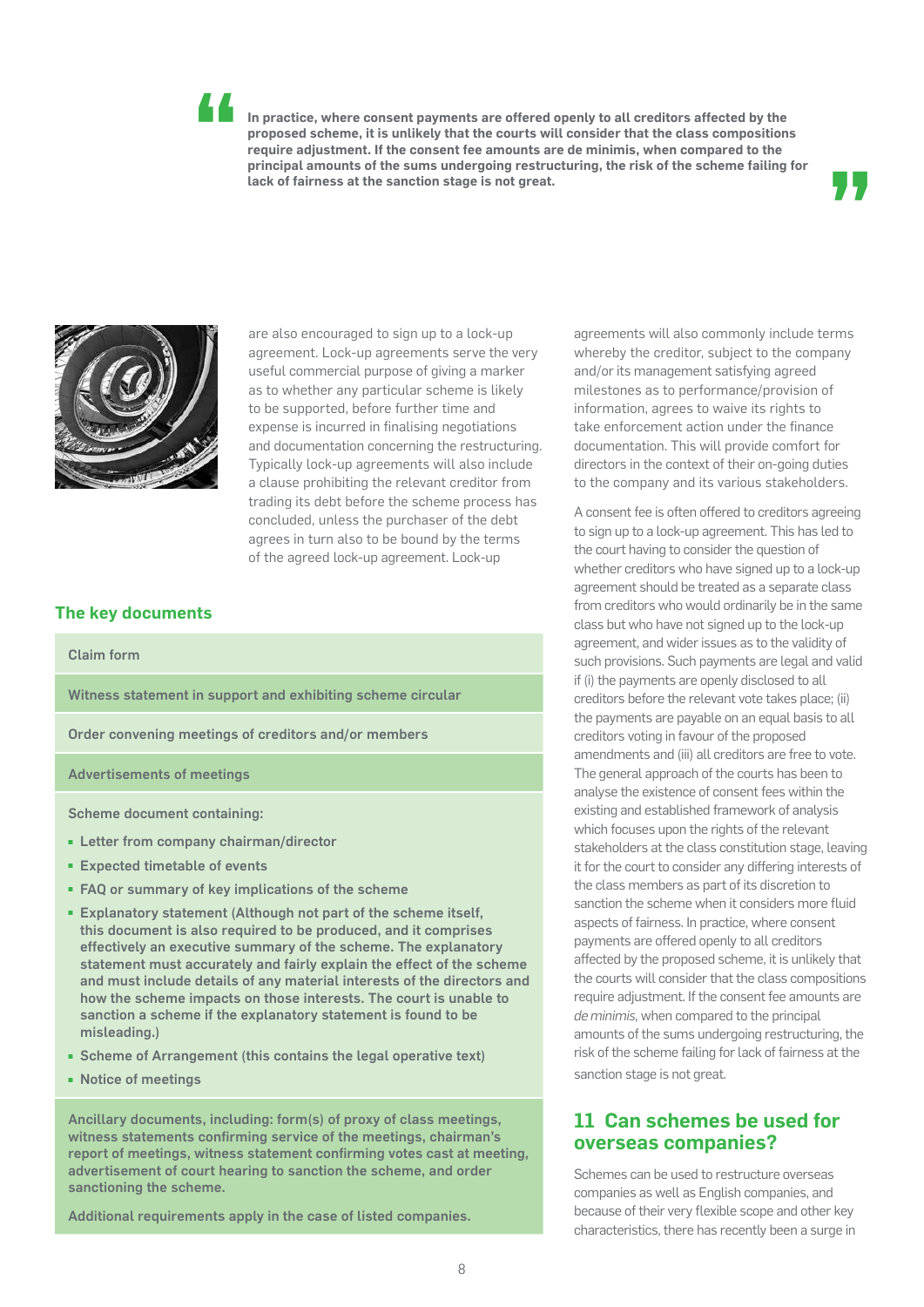> **In practice, where consent payments are offered openly to all creditors affected by the proposed scheme, it is unlikely that the courts will consider that the class compositions require adjustment. If the consent fee amounts are de minimis, when compared to the principal amounts of the sums undergoing restructuring, the risk of the scheme failing for lack of fairness at the sanction stage is not great.**

are also encouraged to sign up to a lock-up agreement. Lock-up agreements serve the very useful commercial purpose of giving a marker as to whether any particular scheme is likely to be supported, before further time and expense is incurred in finalising negotiations and documentation concerning the restructuring. Typically lock-up agreements will also include a clause prohibiting the relevant creditor from trading its debt before the scheme process has concluded, unless the purchaser of the debt agrees in turn also to be bound by the terms of the agreed lock-up agreement. Lock-up agreements will also commonly include terms whereby the creditor, subject to the company and/or its management satisfying agreed milestones as to performance/provision of information, agrees to waive its rights to take enforcement action under the finance documentation. This will provide comfort for directors in the context of their on-going duties to the company and its various stakeholders.

A consent fee is often offered to creditors agreeing to sign up to a lock-up agreement. This has led to the court having to consider the question of whether creditors who have signed up to a lock-up agreement should be treated as a separate class from creditors who would ordinarily be in the same class but who have not signed up to the lock-up agreement, and wider issues as to the validity of such provisions. Such payments are legal and valid if (i) the payments are openly disclosed to all creditors before the relevant vote takes place; (ii) the payments are payable on an equal basis to all creditors voting in favour of the proposed amendments and (iii) all creditors are free to vote. The general approach of the courts has been to analyse the existence of consent fees within the existing and established framework of analysis which focuses upon the rights of the relevant stakeholders at the class constitution stage, leaving it for the court to consider any differing interests of the class members as part of its discretion to sanction the scheme when it considers more fluid aspects of fairness. In practice, where consent payments are offered openly to all creditors affected by the proposed scheme, it is unlikely that the courts will consider that the class compositions require adjustment. If the consent fee amounts are *de minimis*, when compared to the principal amounts of the sums undergoing restructuring, the risk of the scheme failing for lack of fairness at the sanction stage is not great.

## The key documents

**Claim form**

**Witness statement in support and exhibiting scheme circular**

**Order convening meetings of creditors and/or members**

**Advertisements of meetings**

**Scheme document containing:**

- **Letter from company chairman/director**
- **Expected timetable of events**
- **FAQ or summary of key implications of the scheme**
- **Explanatory statement (Although not part of the scheme itself, this document is also required to be produced, and it comprises effectively an executive summary of the scheme. The explanatory statement must accurately and fairly explain the effect of the scheme and must include details of any material interests of the directors and how the scheme impacts on those interests. The court is unable to sanction a scheme if the explanatory statement is found to be misleading.)**
- **Scheme of Arrangement (this contains the legal operative text)**
- **Notice of meetings**

**Ancillary documents, including: form(s) of proxy of class meetings, witness statements confirming service of the meetings, chairman's report of meetings, witness statement confirming votes cast at meeting, advertisement of court hearing to sanction the scheme, and order sanctioning the scheme.**

**Additional requirements apply in the case of listed companies.**

## 11 Can schemes be used for overseas companies?

Schemes can be used to restructure overseas companies as well as English companies, and because of their very flexible scope and other key characteristics, there has recently been a surge in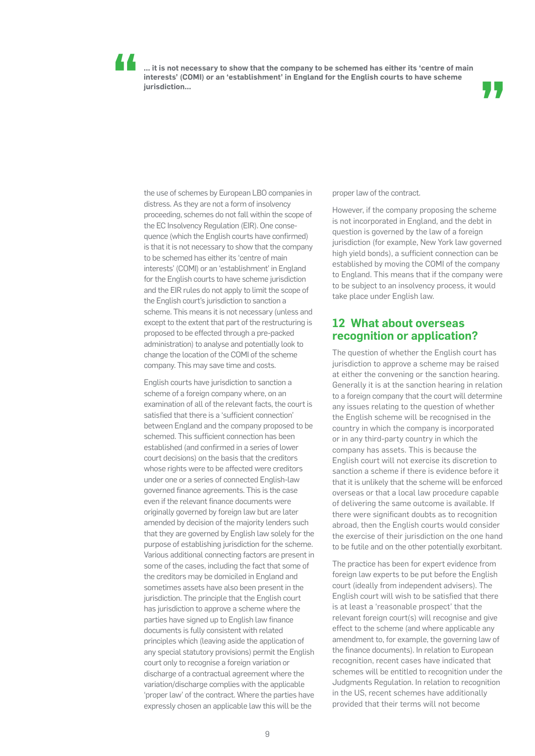> **… it is not necessary to show that the company to be schemed has either its 'centre of main interests' (COMI) or an 'establishment' in England for the English courts to have scheme jurisdiction…**

the use of schemes by European LBO companies in distress. As they are not a form of insolvency proceeding, schemes do not fall within the scope of the EC Insolvency Regulation (EIR). One consequence (which the English courts have confirmed) is that it is not necessary to show that the company to be schemed has either its 'centre of main interests' (COMI) or an 'establishment' in England for the English courts to have scheme jurisdiction and the EIR rules do not apply to limit the scope of the English court's jurisdiction to sanction a scheme. This means it is not necessary (unless and except to the extent that part of the restructuring is proposed to be effected through a pre-packed administration) to analyse and potentially look to change the location of the COMI of the scheme company. This may save time and costs.

English courts have jurisdiction to sanction a scheme of a foreign company where, on an examination of all of the relevant facts, the court is satisfied that there is a 'sufficient connection' between England and the company proposed to be schemed. This sufficient connection has been established (and confirmed in a series of lower court decisions) on the basis that the creditors whose rights were to be affected were creditors under one or a series of connected English-law governed finance agreements. This is the case even if the relevant finance documents were originally governed by foreign law but are later amended by decision of the majority lenders such that they are governed by English law solely for the purpose of establishing jurisdiction for the scheme. Various additional connecting factors are present in some of the cases, including the fact that some of the creditors may be domiciled in England and sometimes assets have also been present in the jurisdiction. The principle that the English court has jurisdiction to approve a scheme where the parties have signed up to English law finance documents is fully consistent with related principles which (leaving aside the application of any special statutory provisions) permit the English court only to recognise a foreign variation or discharge of a contractual agreement where the variation/discharge complies with the applicable 'proper law' of the contract. Where the parties have expressly chosen an applicable law this will be the proper law of the contract.

However, if the company proposing the scheme is not incorporated in England, and the debt in question is governed by the law of a foreign jurisdiction (for example, New York law governed high yield bonds), a sufficient connection can be established by moving the COMI of the company to England. This means that if the company were to be subject to an insolvency process, it would take place under English law.

## 12 What about overseas recognition or application?

The question of whether the English court has jurisdiction to approve a scheme may be raised at either the convening or the sanction hearing. Generally it is at the sanction hearing in relation to a foreign company that the court will determine any issues relating to the question of whether the English scheme will be recognised in the country in which the company is incorporated or in any third-party country in which the company has assets. This is because the English court will not exercise its discretion to sanction a scheme if there is evidence before it that it is unlikely that the scheme will be enforced overseas or that a local law procedure capable of delivering the same outcome is available. If there were significant doubts as to recognition abroad, then the English courts would consider the exercise of their jurisdiction on the one hand to be futile and on the other potentially exorbitant.

The practice has been for expert evidence from foreign law experts to be put before the English court (ideally from independent advisers). The English court will wish to be satisfied that there is at least a 'reasonable prospect' that the relevant foreign court(s) will recognise and give effect to the scheme (and where applicable any amendment to, for example, the governing law of the finance documents). In relation to European recognition, recent cases have indicated that schemes will be entitled to recognition under the Judgments Regulation. In relation to recognition in the US, recent schemes have additionally provided that their terms will not become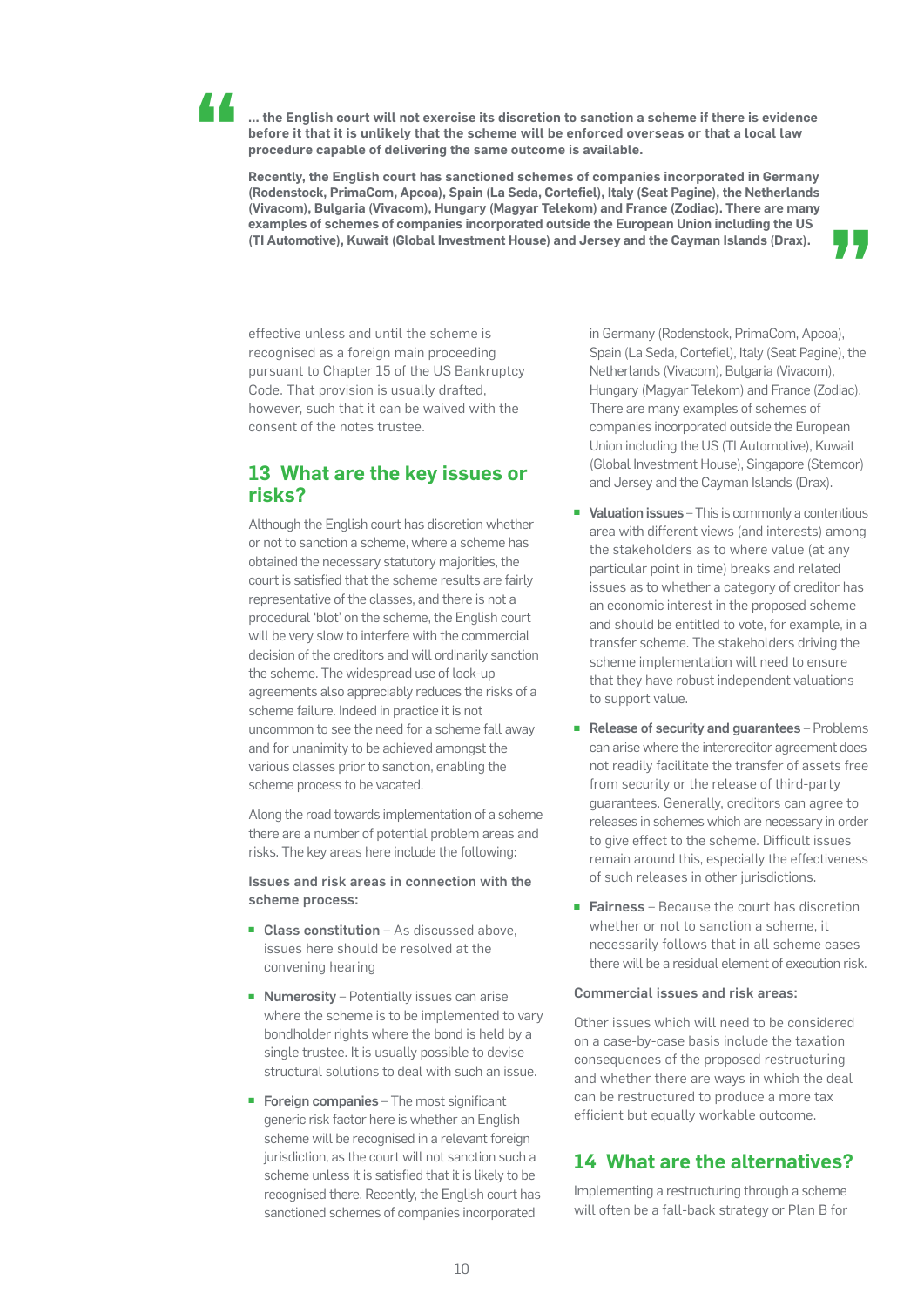> **... the English court will not exercise its discretion to sanction a scheme if there is evidence before it that it is unlikely that the scheme will be enforced overseas or that a local law procedure capable of delivering the same outcome is available.**
>
> **Recently, the English court has sanctioned schemes of companies incorporated in Germany (Rodenstock, PrimaCom, Apcoa), Spain (La Seda, Cortefiel), Italy (Seat Pagine), the Netherlands (Vivacom), Bulgaria (Vivacom), Hungary (Magyar Telekom) and France (Zodiac). There are many examples of schemes of companies incorporated outside the European Union including the US (TI Automotive), Kuwait (Global Investment House) and Jersey and the Cayman Islands (Drax).**

effective unless and until the scheme is recognised as a foreign main proceeding pursuant to Chapter 15 of the US Bankruptcy Code. That provision is usually drafted, however, such that it can be waived with the consent of the notes trustee.

## 13 What are the key issues or risks?

Although the English court has discretion whether or not to sanction a scheme, where a scheme has obtained the necessary statutory majorities, the court is satisfied that the scheme results are fairly representative of the classes, and there is not a procedural 'blot' on the scheme, the English court will be very slow to interfere with the commercial decision of the creditors and will ordinarily sanction the scheme. The widespread use of lock-up agreements also appreciably reduces the risks of a scheme failure. Indeed in practice it is not uncommon to see the need for a scheme fall away and for unanimity to be achieved amongst the various classes prior to sanction, enabling the scheme process to be vacated.

Along the road towards implementation of a scheme there are a number of potential problem areas and risks. The key areas here include the following:

**Issues and risk areas in connection with the scheme process:**

- **Class constitution** – As discussed above, issues here should be resolved at the convening hearing
- **Numerosity** – Potentially issues can arise where the scheme is to be implemented to vary bondholder rights where the bond is held by a single trustee. It is usually possible to devise structural solutions to deal with such an issue.
- **Foreign companies** – The most significant generic risk factor here is whether an English scheme will be recognised in a relevant foreign jurisdiction, as the court will not sanction such a scheme unless it is satisfied that it is likely to be recognised there. Recently, the English court has sanctioned schemes of companies incorporated in Germany (Rodenstock, PrimaCom, Apcoa), Spain (La Seda, Cortefiel), Italy (Seat Pagine), the Netherlands (Vivacom), Bulgaria (Vivacom), Hungary (Magyar Telekom) and France (Zodiac). There are many examples of schemes of companies incorporated outside the European Union including the US (TI Automotive), Kuwait (Global Investment House), Singapore (Stemcor) and Jersey and the Cayman Islands (Drax).
- **Valuation issues** – This is commonly a contentious area with different views (and interests) among the stakeholders as to where value (at any particular point in time) breaks and related issues as to whether a category of creditor has an economic interest in the proposed scheme and should be entitled to vote, for example, in a transfer scheme. The stakeholders driving the scheme implementation will need to ensure that they have robust independent valuations to support value.
- **Release of security and guarantees** – Problems can arise where the intercreditor agreement does not readily facilitate the transfer of assets free from security or the release of third-party guarantees. Generally, creditors can agree to releases in schemes which are necessary in order to give effect to the scheme. Difficult issues remain around this, especially the effectiveness of such releases in other jurisdictions.
- **Fairness** – Because the court has discretion whether or not to sanction a scheme, it necessarily follows that in all scheme cases there will be a residual element of execution risk.

**Commercial issues and risk areas:**

Other issues which will need to be considered on a case-by-case basis include the taxation consequences of the proposed restructuring and whether there are ways in which the deal can be restructured to produce a more tax efficient but equally workable outcome.

## 14 What are the alternatives?

Implementing a restructuring through a scheme will often be a fall-back strategy or Plan B for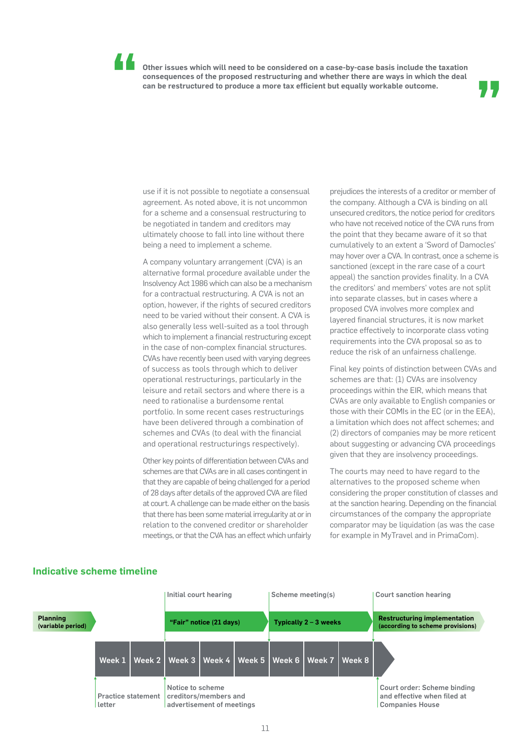> **Other issues which will need to be considered on a case-by-case basis include the taxation consequences of the proposed restructuring and whether there are ways in which the deal can be restructured to produce a more tax efficient but equally workable outcome.**

use if it is not possible to negotiate a consensual agreement. As noted above, it is not uncommon for a scheme and a consensual restructuring to be negotiated in tandem and creditors may ultimately choose to fall into line without there being a need to implement a scheme.

A company voluntary arrangement (CVA) is an alternative formal procedure available under the Insolvency Act 1986 which can also be a mechanism for a contractual restructuring. A CVA is not an option, however, if the rights of secured creditors need to be varied without their consent. A CVA is also generally less well-suited as a tool through which to implement a financial restructuring except in the case of non-complex financial structures. CVAs have recently been used with varying degrees of success as tools through which to deliver operational restructurings, particularly in the leisure and retail sectors and where there is a need to rationalise a burdensome rental portfolio. In some recent cases restructurings have been delivered through a combination of schemes and CVAs (to deal with the financial and operational restructurings respectively).

Other key points of differentiation between CVAs and schemes are that CVAs are in all cases contingent in that they are capable of being challenged for a period of 28 days after details of the approved CVA are filed at court. A challenge can be made either on the basis that there has been some material irregularity at or in relation to the convened creditor or shareholder meetings, or that the CVA has an effect which unfairly prejudices the interests of a creditor or member of the company. Although a CVA is binding on all unsecured creditors, the notice period for creditors who have not received notice of the CVA runs from the point that they became aware of it so that cumulatively to an extent a 'Sword of Damocles' may hover over a CVA. In contrast, once a scheme is sanctioned (except in the rare case of a court appeal) the sanction provides finality. In a CVA the creditors' and members' votes are not split into separate classes, but in cases where a proposed CVA involves more complex and layered financial structures, it is now market practice effectively to incorporate class voting requirements into the CVA proposal so as to reduce the risk of an unfairness challenge.

Final key points of distinction between CVAs and schemes are that: (1) CVAs are insolvency proceedings within the EIR, which means that CVAs are only available to English companies or those with their COMIs in the EC (or in the EEA), a limitation which does not affect schemes; and (2) directors of companies may be more reticent about suggesting or advancing CVA proceedings given that they are insolvency proceedings.

The courts may need to have regard to the alternatives to the proposed scheme when considering the proper constitution of classes and at the sanction hearing. Depending on the financial circumstances of the company the appropriate comparator may be liquidation (as was the case for example in MyTravel and in PrimaCom).

## Indicative scheme timeline

| Phase | Timing | Event |
| --- | --- | --- |
| **Planning (variable period)** | Before Week 1 | |
| | Week 1 | Practice statement letter |
| | Week 1 – Week 2 | |
| **"Fair" notice (21 days)** | Week 3 – Week 5 | Initial court hearing; Notice to scheme creditors/members and advertisement of meetings |
| **Typically 2 – 3 weeks** | Week 6 – Week 8 | Scheme meeting(s) |
| **Restructuring implementation (according to scheme provisions)** | After Week 8 | Court sanction hearing; Court order: Scheme binding and effective when filed at Companies House |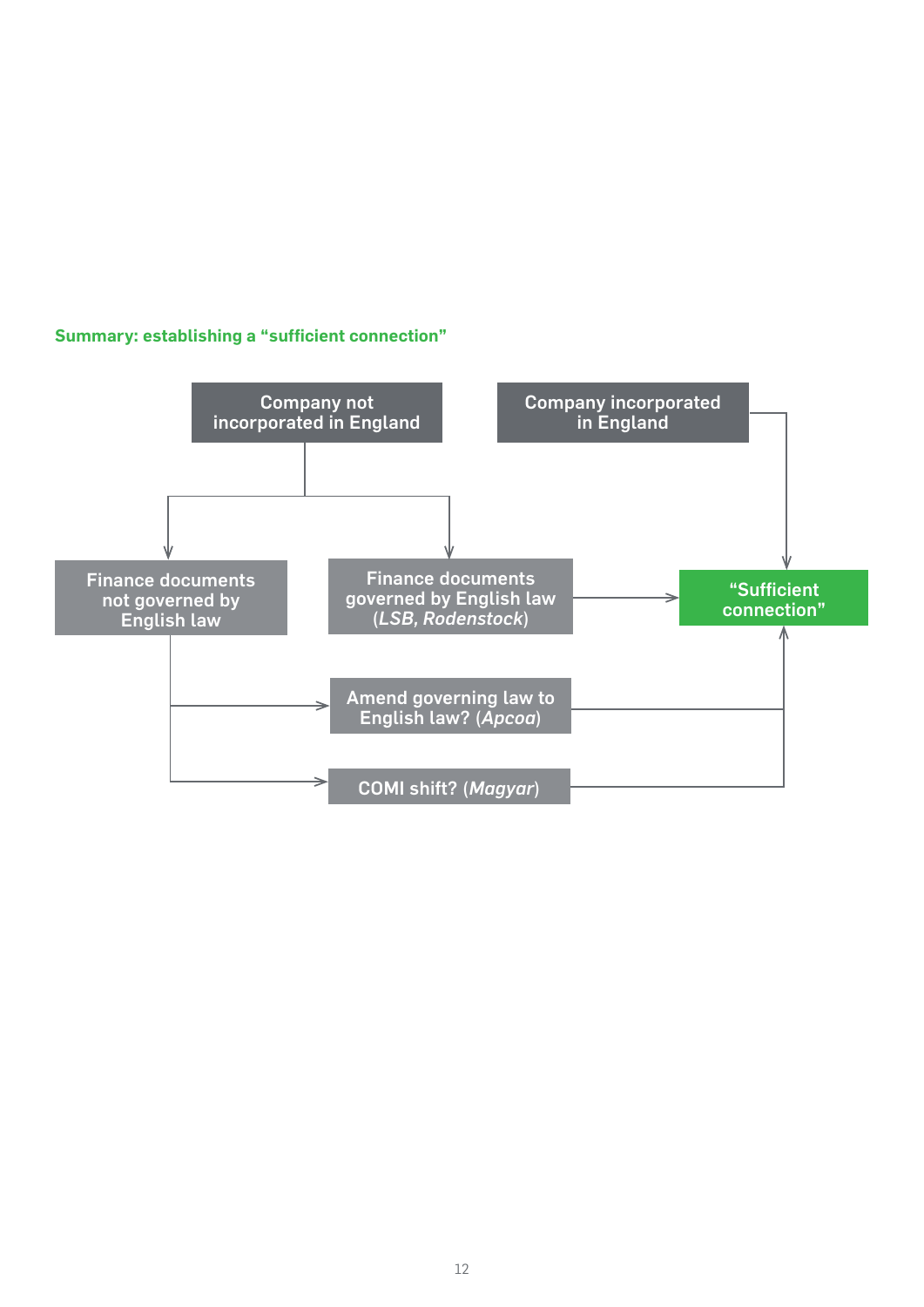### Summary: establishing a "sufficient connection"

- Company not incorporated in England
  - Finance documents not governed by English law
    - Amend governing law to English law? (*Apcoa*) → "Sufficient connection"
    - COMI shift? (*Magyar*) → "Sufficient connection"
  - Finance documents governed by English law (*LSB, Rodenstock*) → "Sufficient connection"
- Company incorporated in England → "Sufficient connection"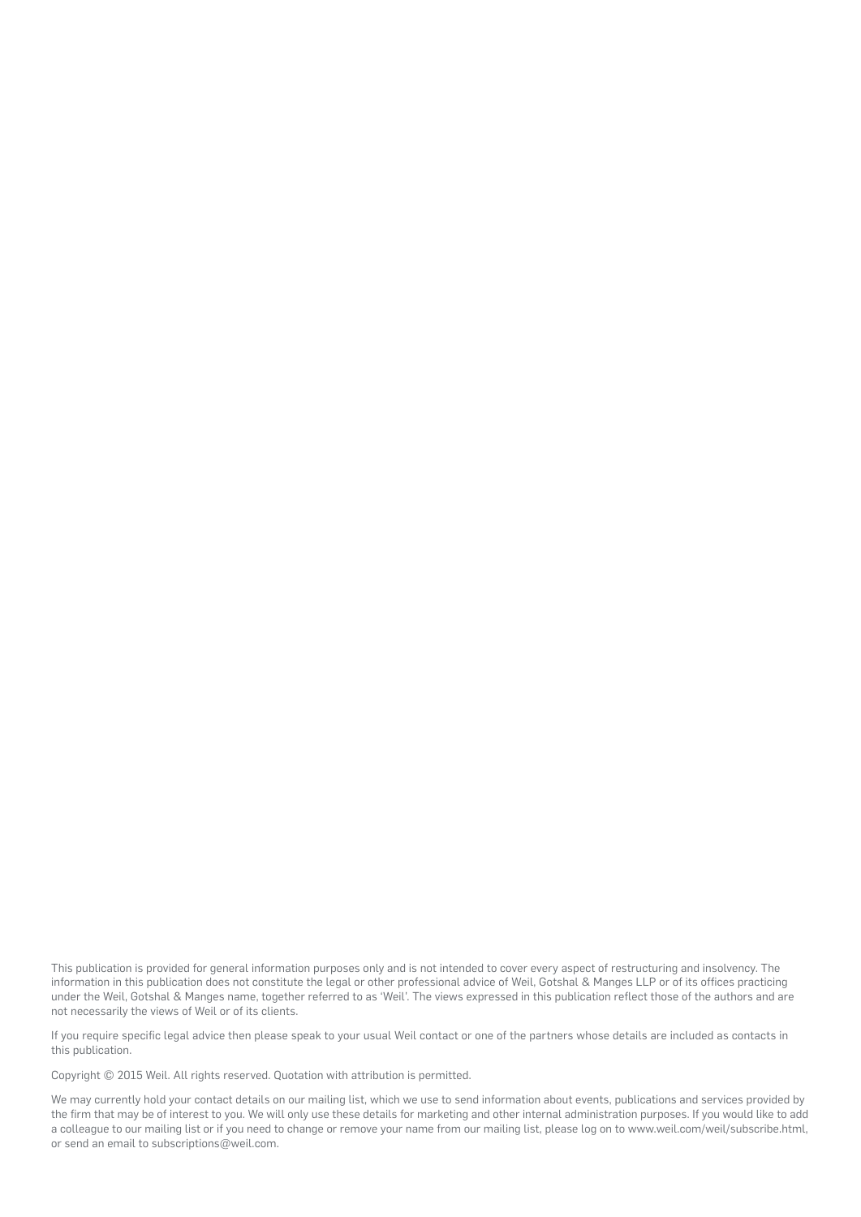This publication is provided for general information purposes only and is not intended to cover every aspect of restructuring and insolvency. The information in this publication does not constitute the legal or other professional advice of Weil, Gotshal & Manges LLP or of its offices practicing under the Weil, Gotshal & Manges name, together referred to as 'Weil'. The views expressed in this publication reflect those of the authors and are not necessarily the views of Weil or of its clients.

If you require specific legal advice then please speak to your usual Weil contact or one of the partners whose details are included as contacts in this publication.

Copyright © 2015 Weil. All rights reserved. Quotation with attribution is permitted.

We may currently hold your contact details on our mailing list, which we use to send information about events, publications and services provided by the firm that may be of interest to you. We will only use these details for marketing and other internal administration purposes. If you would like to add a colleague to our mailing list or if you need to change or remove your name from our mailing list, please log on to www.weil.com/weil/subscribe.html, or send an email to subscriptions@weil.com.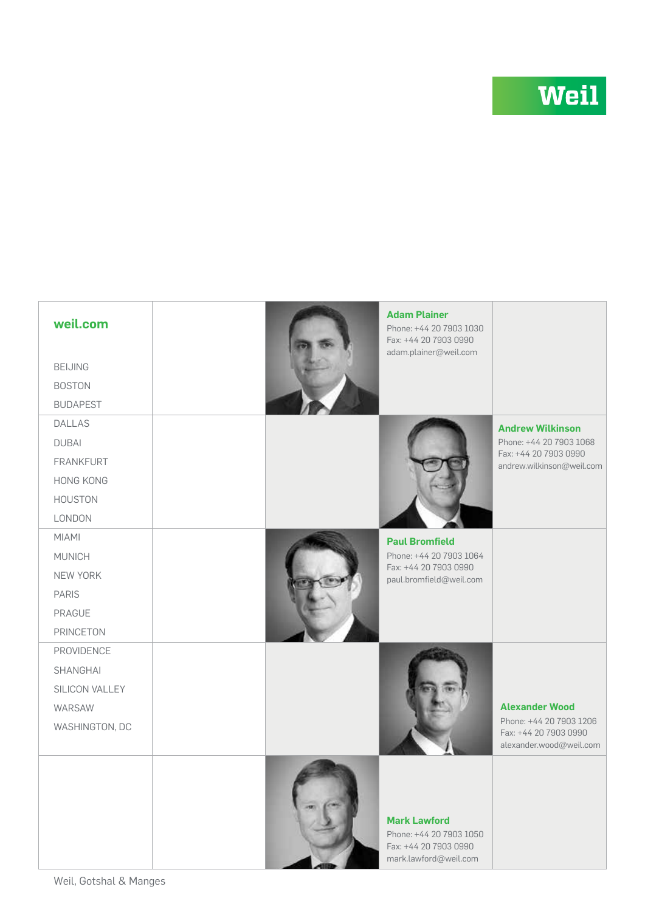Weil

**weil.com**

BEIJING
BOSTON
BUDAPEST
DALLAS
DUBAI
FRANKFURT
HONG KONG
HOUSTON
LONDON
MIAMI
MUNICH
NEW YORK
PARIS
PRAGUE
PRINCETON
PROVIDENCE
SHANGHAI
SILICON VALLEY
WARSAW
WASHINGTON, DC

**Adam Plainer**
Phone: +44 20 7903 1030
Fax: +44 20 7903 0990
adam.plainer@weil.com

**Andrew Wilkinson**
Phone: +44 20 7903 1068
Fax: +44 20 7903 0990
andrew.wilkinson@weil.com

**Paul Bromfield**
Phone: +44 20 7903 1064
Fax: +44 20 7903 0990
paul.bromfield@weil.com

**Alexander Wood**
Phone: +44 20 7903 1206
Fax: +44 20 7903 0990
alexander.wood@weil.com

**Mark Lawford**
Phone: +44 20 7903 1050
Fax: +44 20 7903 0990
mark.lawford@weil.com

Weil, Gotshal & Manges